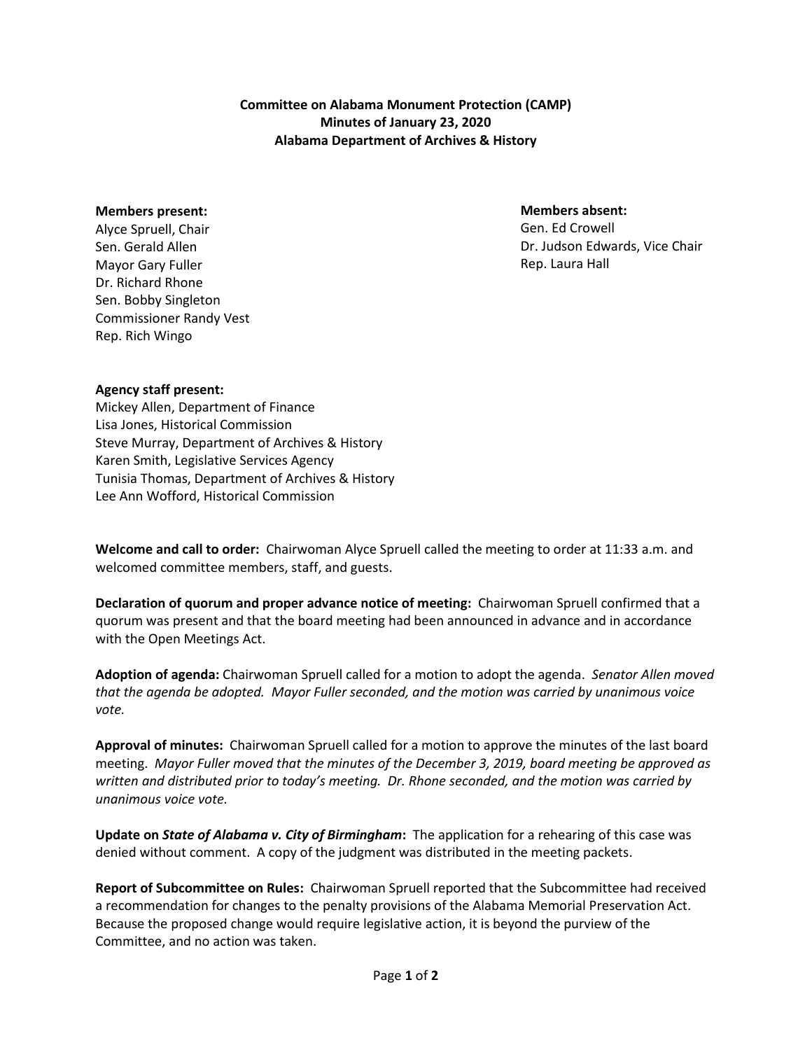**Committee on Alabama Monument Protection (CAMP)**
**Minutes of January 23, 2020**
**Alabama Department of Archives & History**

**Members present:**
Alyce Spruell, Chair
Sen. Gerald Allen
Mayor Gary Fuller
Dr. Richard Rhone
Sen. Bobby Singleton
Commissioner Randy Vest
Rep. Rich Wingo

**Members absent:**
Gen. Ed Crowell
Dr. Judson Edwards, Vice Chair
Rep. Laura Hall

**Agency staff present:**
Mickey Allen, Department of Finance
Lisa Jones, Historical Commission
Steve Murray, Department of Archives & History
Karen Smith, Legislative Services Agency
Tunisia Thomas, Department of Archives & History
Lee Ann Wofford, Historical Commission

**Welcome and call to order:** Chairwoman Alyce Spruell called the meeting to order at 11:33 a.m. and welcomed committee members, staff, and guests.

**Declaration of quorum and proper advance notice of meeting:** Chairwoman Spruell confirmed that a quorum was present and that the board meeting had been announced in advance and in accordance with the Open Meetings Act.

**Adoption of agenda:** Chairwoman Spruell called for a motion to adopt the agenda. *Senator Allen moved that the agenda be adopted. Mayor Fuller seconded, and the motion was carried by unanimous voice vote.*

**Approval of minutes:** Chairwoman Spruell called for a motion to approve the minutes of the last board meeting. *Mayor Fuller moved that the minutes of the December 3, 2019, board meeting be approved as written and distributed prior to today's meeting. Dr. Rhone seconded, and the motion was carried by unanimous voice vote.*

**Update on *State of Alabama v. City of Birmingham*:** The application for a rehearing of this case was denied without comment. A copy of the judgment was distributed in the meeting packets.

**Report of Subcommittee on Rules:** Chairwoman Spruell reported that the Subcommittee had received a recommendation for changes to the penalty provisions of the Alabama Memorial Preservation Act. Because the proposed change would require legislative action, it is beyond the purview of the Committee, and no action was taken.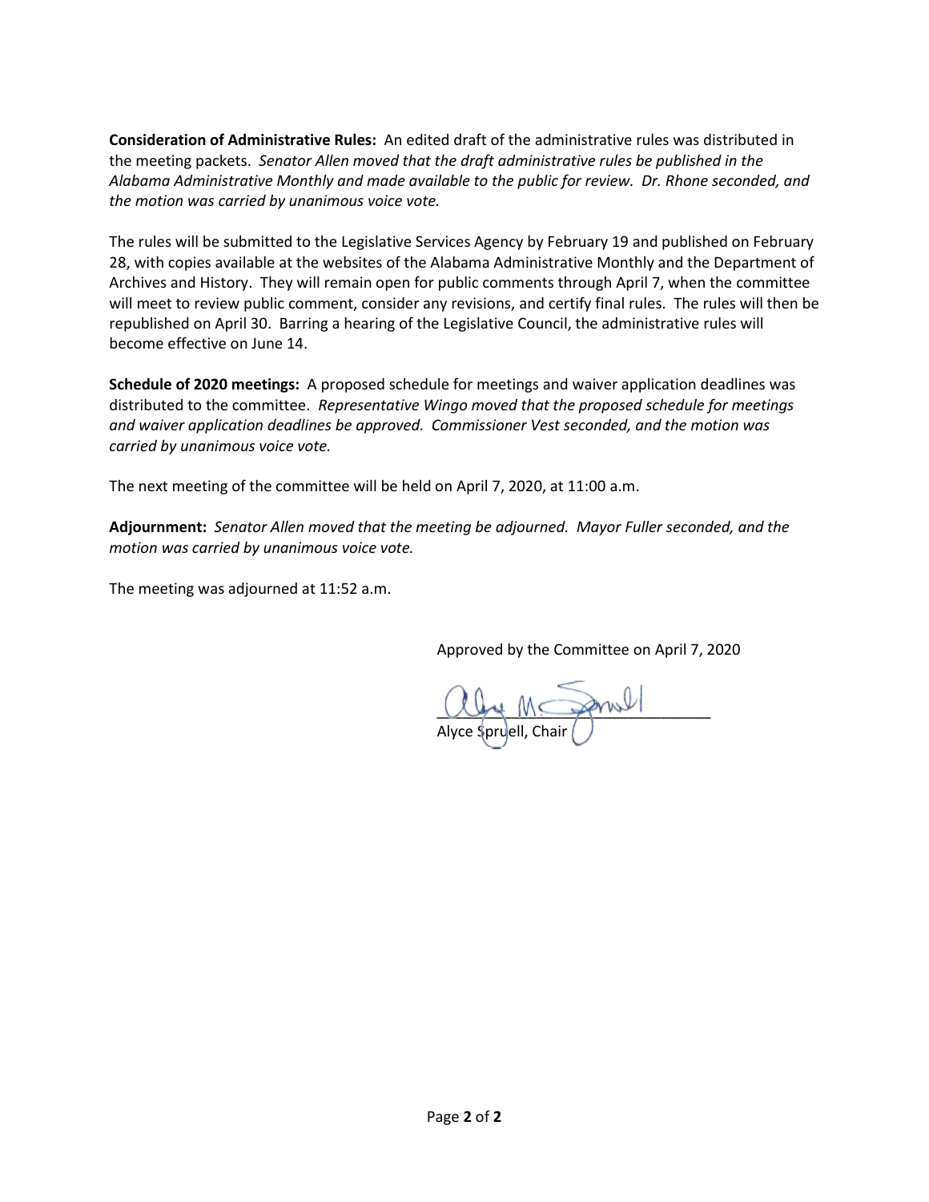**Consideration of Administrative Rules:** An edited draft of the administrative rules was distributed in the meeting packets. *Senator Allen moved that the draft administrative rules be published in the Alabama Administrative Monthly and made available to the public for review. Dr. Rhone seconded, and the motion was carried by unanimous voice vote.*

The rules will be submitted to the Legislative Services Agency by February 19 and published on February 28, with copies available at the websites of the Alabama Administrative Monthly and the Department of Archives and History. They will remain open for public comments through April 7, when the committee will meet to review public comment, consider any revisions, and certify final rules. The rules will then be republished on April 30. Barring a hearing of the Legislative Council, the administrative rules will become effective on June 14.

**Schedule of 2020 meetings:** A proposed schedule for meetings and waiver application deadlines was distributed to the committee. *Representative Wingo moved that the proposed schedule for meetings and waiver application deadlines be approved. Commissioner Vest seconded, and the motion was carried by unanimous voice vote.*

The next meeting of the committee will be held on April 7, 2020, at 11:00 a.m.

**Adjournment:** *Senator Allen moved that the meeting be adjourned. Mayor Fuller seconded, and the motion was carried by unanimous voice vote.*

The meeting was adjourned at 11:52 a.m.

Approved by the Committee on April 7, 2020

\_\_\_\_\_\_\_\_\_\_\_\_\_\_\_\_\_\_\_\_\_\_\_\_\_\_\_\_\_\_
Alyce Spruell, Chair